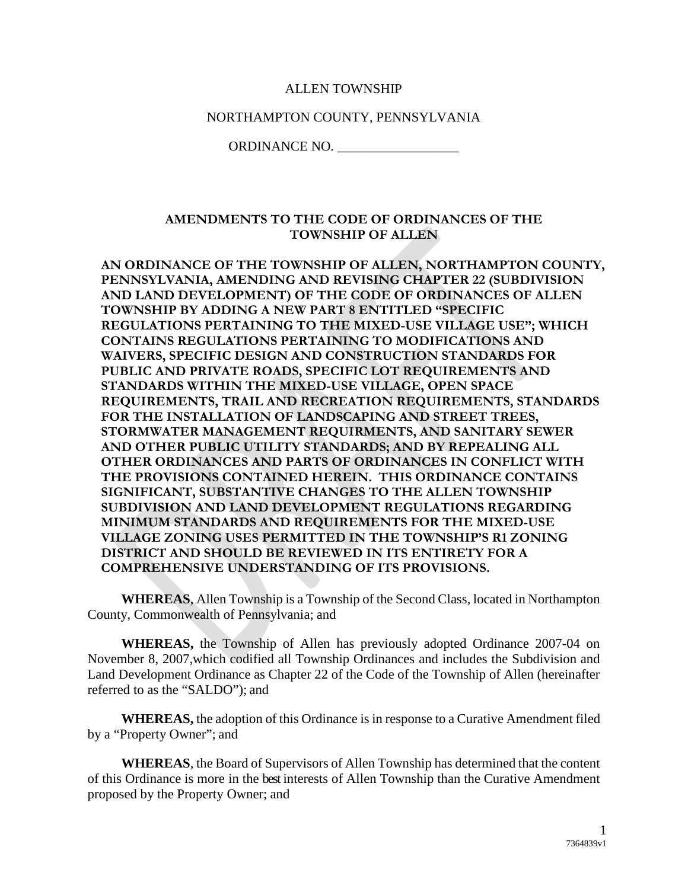ALLEN TOWNSHIP

NORTHAMPTON COUNTY, PENNSYLVANIA

ORDINANCE NO. __________________

**AMENDMENTS TO THE CODE OF ORDINANCES OF THE TOWNSHIP OF ALLEN**

**AN ORDINANCE OF THE TOWNSHIP OF ALLEN, NORTHAMPTON COUNTY, PENNSYLVANIA, AMENDING AND REVISING CHAPTER 22 (SUBDIVISION AND LAND DEVELOPMENT) OF THE CODE OF ORDINANCES OF ALLEN TOWNSHIP BY ADDING A NEW PART 8 ENTITLED "SPECIFIC REGULATIONS PERTAINING TO THE MIXED-USE VILLAGE USE"; WHICH CONTAINS REGULATIONS PERTAINING TO MODIFICATIONS AND WAIVERS, SPECIFIC DESIGN AND CONSTRUCTION STANDARDS FOR PUBLIC AND PRIVATE ROADS, SPECIFIC LOT REQUIREMENTS AND STANDARDS WITHIN THE MIXED-USE VILLAGE, OPEN SPACE REQUIREMENTS, TRAIL AND RECREATION REQUIREMENTS, STANDARDS FOR THE INSTALLATION OF LANDSCAPING AND STREET TREES, STORMWATER MANAGEMENT REQUIRMENTS, AND SANITARY SEWER AND OTHER PUBLIC UTILITY STANDARDS; AND BY REPEALING ALL OTHER ORDINANCES AND PARTS OF ORDINANCES IN CONFLICT WITH THE PROVISIONS CONTAINED HEREIN. THIS ORDINANCE CONTAINS SIGNIFICANT, SUBSTANTIVE CHANGES TO THE ALLEN TOWNSHIP SUBDIVISION AND LAND DEVELOPMENT REGULATIONS REGARDING MINIMUM STANDARDS AND REQUIREMENTS FOR THE MIXED-USE VILLAGE ZONING USES PERMITTED IN THE TOWNSHIP'S R1 ZONING DISTRICT AND SHOULD BE REVIEWED IN ITS ENTIRETY FOR A COMPREHENSIVE UNDERSTANDING OF ITS PROVISIONS.**

**WHEREAS**, Allen Township is a Township of the Second Class, located in Northampton County, Commonwealth of Pennsylvania; and

**WHEREAS,** the Township of Allen has previously adopted Ordinance 2007-04 on November 8, 2007,which codified all Township Ordinances and includes the Subdivision and Land Development Ordinance as Chapter 22 of the Code of the Township of Allen (hereinafter referred to as the "SALDO"); and

**WHEREAS,** the adoption of this Ordinance is in response to a Curative Amendment filed by a "Property Owner"; and

**WHEREAS**, the Board of Supervisors of Allen Township has determined that the content of this Ordinance is more in the best interests of Allen Township than the Curative Amendment proposed by the Property Owner; and

7364839v1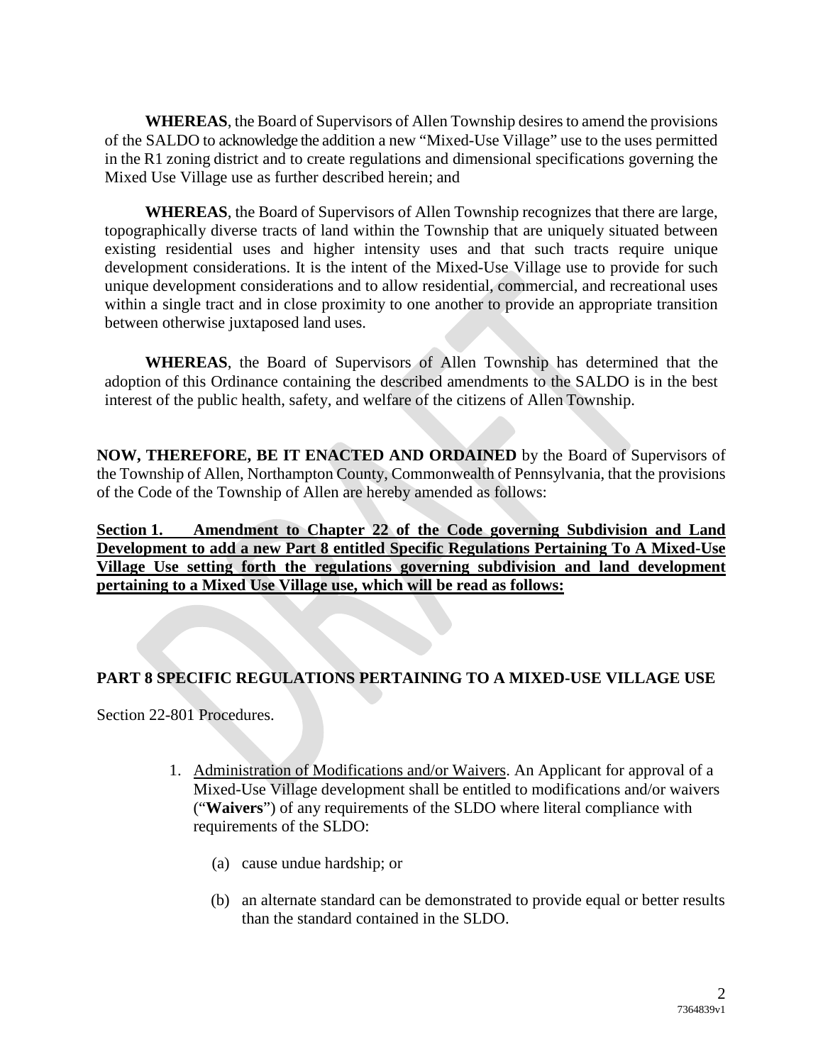**WHEREAS**, the Board of Supervisors of Allen Township desires to amend the provisions of the SALDO to acknowledge the addition a new "Mixed-Use Village" use to the uses permitted in the R1 zoning district and to create regulations and dimensional specifications governing the Mixed Use Village use as further described herein; and

**WHEREAS**, the Board of Supervisors of Allen Township recognizes that there are large, topographically diverse tracts of land within the Township that are uniquely situated between existing residential uses and higher intensity uses and that such tracts require unique development considerations. It is the intent of the Mixed-Use Village use to provide for such unique development considerations and to allow residential, commercial, and recreational uses within a single tract and in close proximity to one another to provide an appropriate transition between otherwise juxtaposed land uses.

**WHEREAS**, the Board of Supervisors of Allen Township has determined that the adoption of this Ordinance containing the described amendments to the SALDO is in the best interest of the public health, safety, and welfare of the citizens of Allen Township.

**NOW, THEREFORE, BE IT ENACTED AND ORDAINED** by the Board of Supervisors of the Township of Allen, Northampton County, Commonwealth of Pennsylvania, that the provisions of the Code of the Township of Allen are hereby amended as follows:

**Section 1. Amendment to Chapter 22 of the Code governing Subdivision and Land Development to add a new Part 8 entitled Specific Regulations Pertaining To A Mixed-Use Village Use setting forth the regulations governing subdivision and land development pertaining to a Mixed Use Village use, which will be read as follows:**

## PART 8 SPECIFIC REGULATIONS PERTAINING TO A MIXED-USE VILLAGE USE

Section 22-801 Procedures.

1. Administration of Modifications and/or Waivers. An Applicant for approval of a Mixed-Use Village development shall be entitled to modifications and/or waivers ("**Waivers**") of any requirements of the SLDO where literal compliance with requirements of the SLDO:

   (a) cause undue hardship; or

   (b) an alternate standard can be demonstrated to provide equal or better results than the standard contained in the SLDO.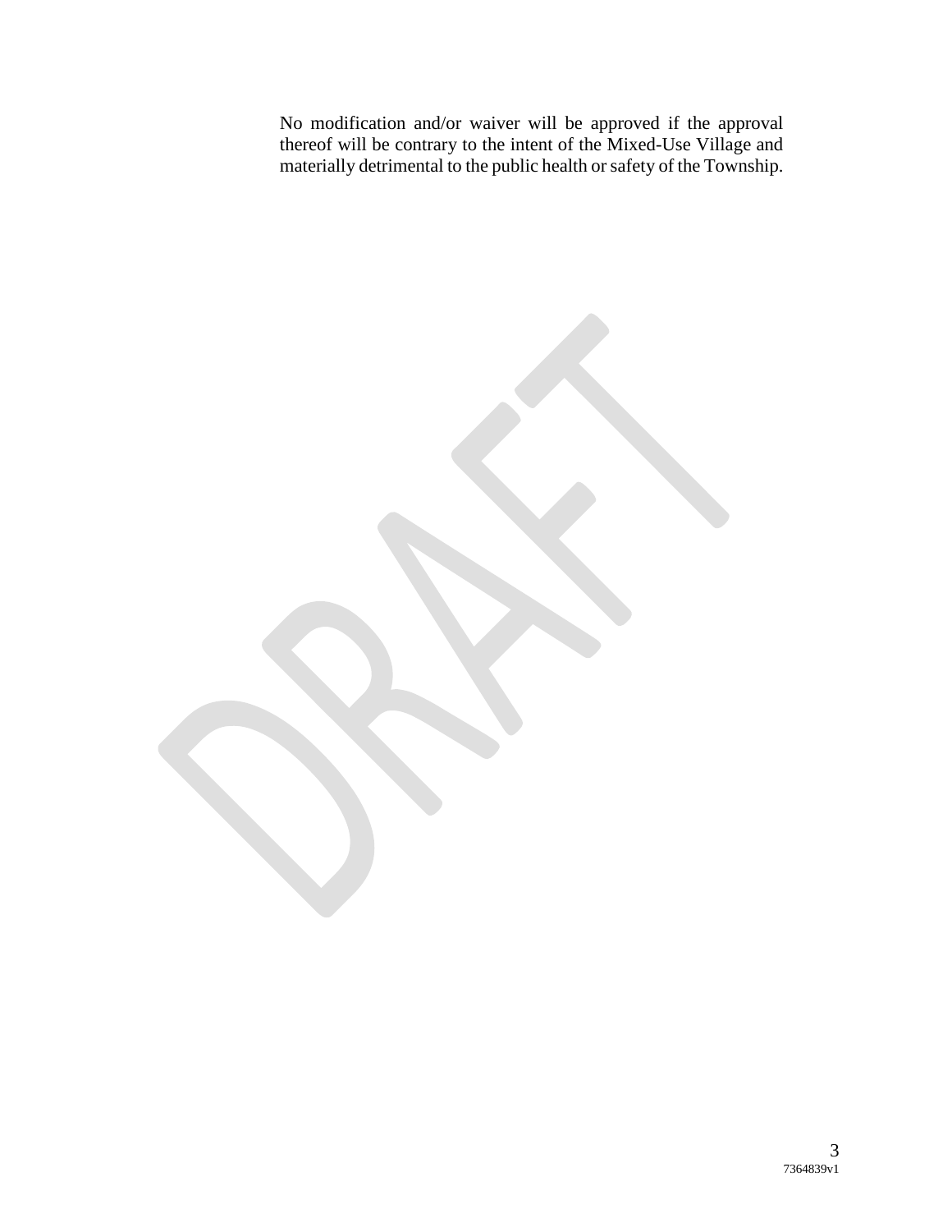No modification and/or waiver will be approved if the approval thereof will be contrary to the intent of the Mixed-Use Village and materially detrimental to the public health or safety of the Township.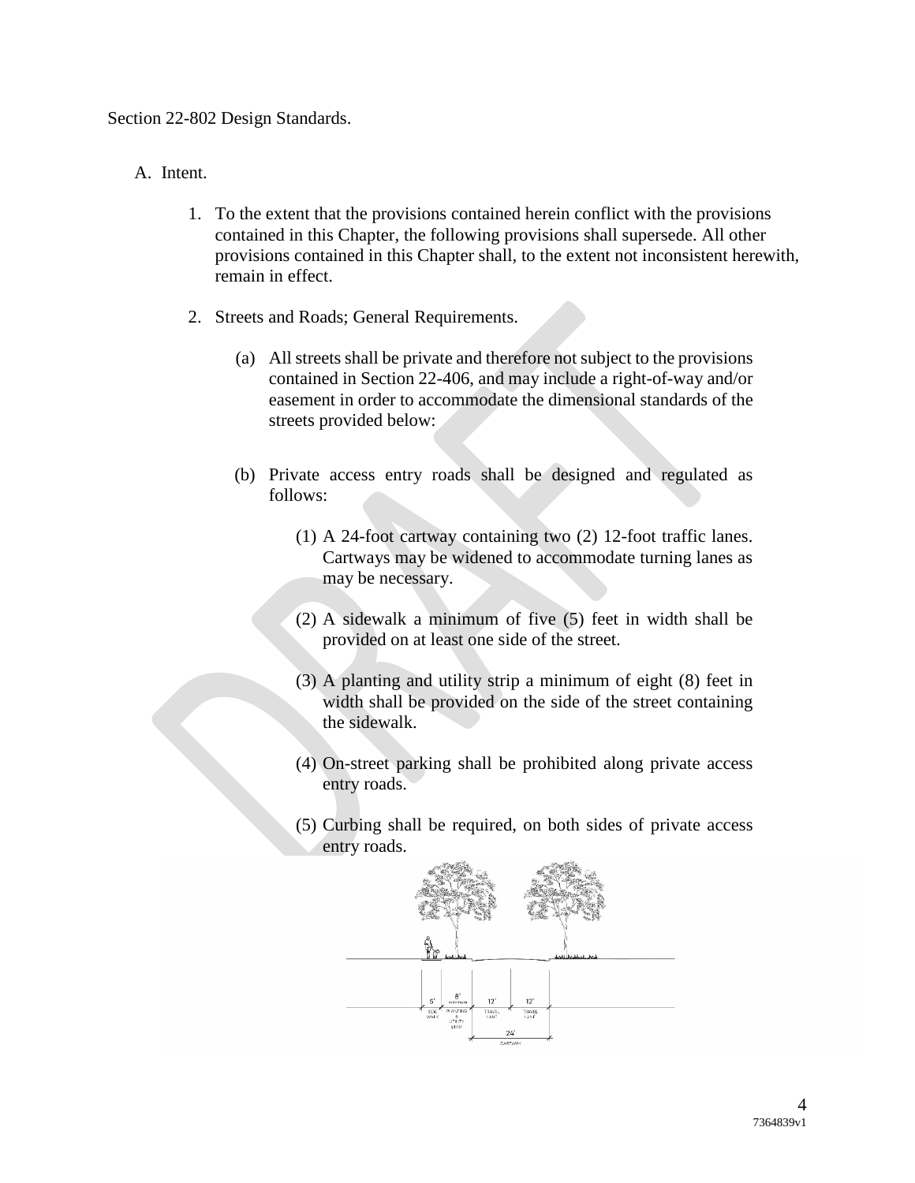Section 22-802 Design Standards.

A. Intent.

1. To the extent that the provisions contained herein conflict with the provisions contained in this Chapter, the following provisions shall supersede. All other provisions contained in this Chapter shall, to the extent not inconsistent herewith, remain in effect.

2. Streets and Roads; General Requirements.

   (a) All streets shall be private and therefore not subject to the provisions contained in Section 22-406, and may include a right-of-way and/or easement in order to accommodate the dimensional standards of the streets provided below:

   (b) Private access entry roads shall be designed and regulated as follows:

      (1) A 24-foot cartway containing two (2) 12-foot traffic lanes. Cartways may be widened to accommodate turning lanes as may be necessary.

      (2) A sidewalk a minimum of five (5) feet in width shall be provided on at least one side of the street.

      (3) A planting and utility strip a minimum of eight (8) feet in width shall be provided on the side of the street containing the sidewalk.

      (4) On-street parking shall be prohibited along private access entry roads.

      (5) Curbing shall be required, on both sides of private access entry roads.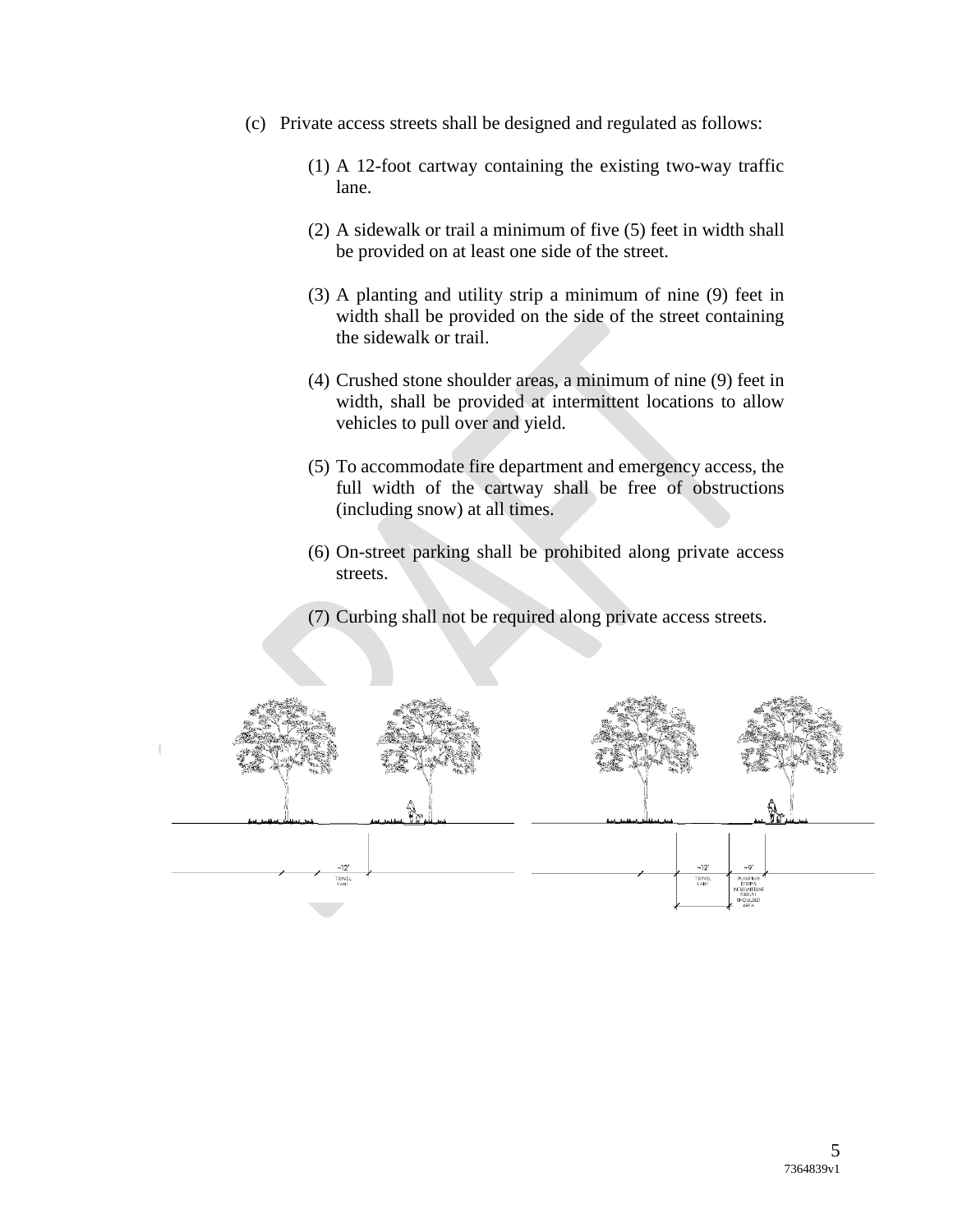(c) Private access streets shall be designed and regulated as follows:

(1) A 12-foot cartway containing the existing two-way traffic lane.

(2) A sidewalk or trail a minimum of five (5) feet in width shall be provided on at least one side of the street.

(3) A planting and utility strip a minimum of nine (9) feet in width shall be provided on the side of the street containing the sidewalk or trail.

(4) Crushed stone shoulder areas, a minimum of nine (9) feet in width, shall be provided at intermittent locations to allow vehicles to pull over and yield.

(5) To accommodate fire department and emergency access, the full width of the cartway shall be free of obstructions (including snow) at all times.

(6) On-street parking shall be prohibited along private access streets.

(7) Curbing shall not be required along private access streets.

~12'
TRAVEL LANE

~12'
TRAVEL LANE

~9'
PLANTING STRIP & INTERMITTENT GRAVEL SHOULDER AREA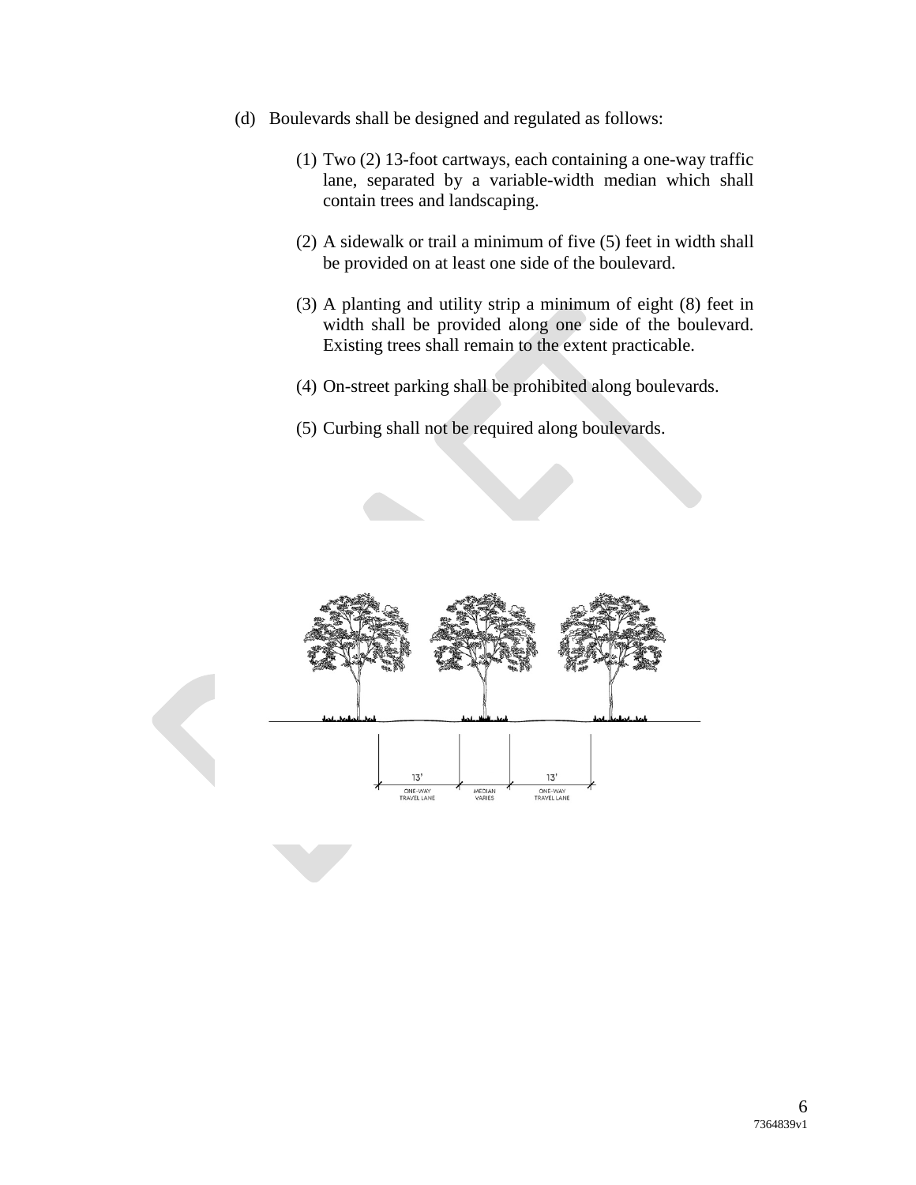(d) Boulevards shall be designed and regulated as follows:

(1) Two (2) 13-foot cartways, each containing a one-way traffic lane, separated by a variable-width median which shall contain trees and landscaping.

(2) A sidewalk or trail a minimum of five (5) feet in width shall be provided on at least one side of the boulevard.

(3) A planting and utility strip a minimum of eight (8) feet in width shall be provided along one side of the boulevard. Existing trees shall remain to the extent practicable.

(4) On-street parking shall be prohibited along boulevards.

(5) Curbing shall not be required along boulevards.

13'
ONE-WAY TRAVEL LANE

MEDIAN VARIES

13'
ONE-WAY TRAVEL LANE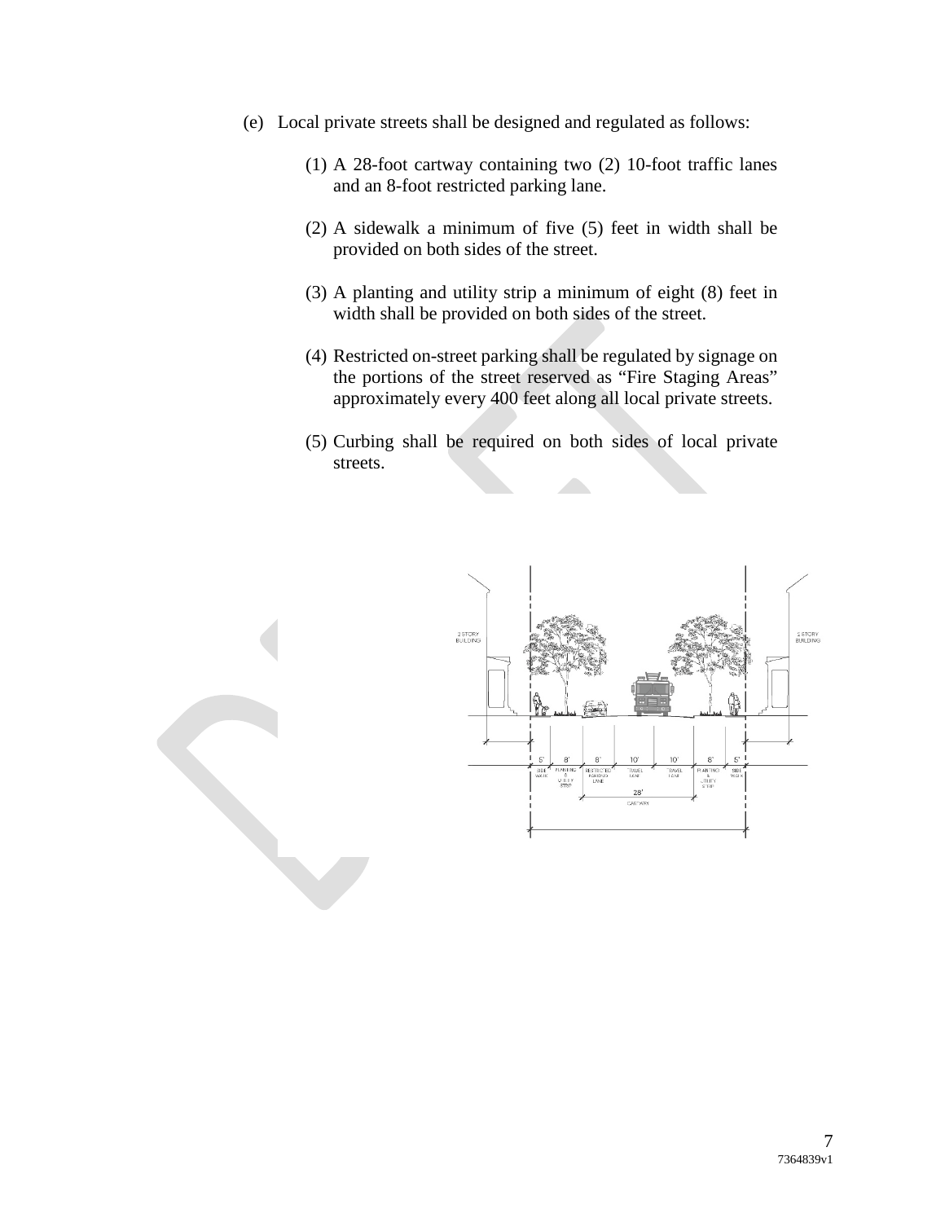(e) Local private streets shall be designed and regulated as follows:

(1) A 28-foot cartway containing two (2) 10-foot traffic lanes and an 8-foot restricted parking lane.

(2) A sidewalk a minimum of five (5) feet in width shall be provided on both sides of the street.

(3) A planting and utility strip a minimum of eight (8) feet in width shall be provided on both sides of the street.

(4) Restricted on-street parking shall be regulated by signage on the portions of the street reserved as "Fire Staging Areas" approximately every 400 feet along all local private streets.

(5) Curbing shall be required on both sides of local private streets.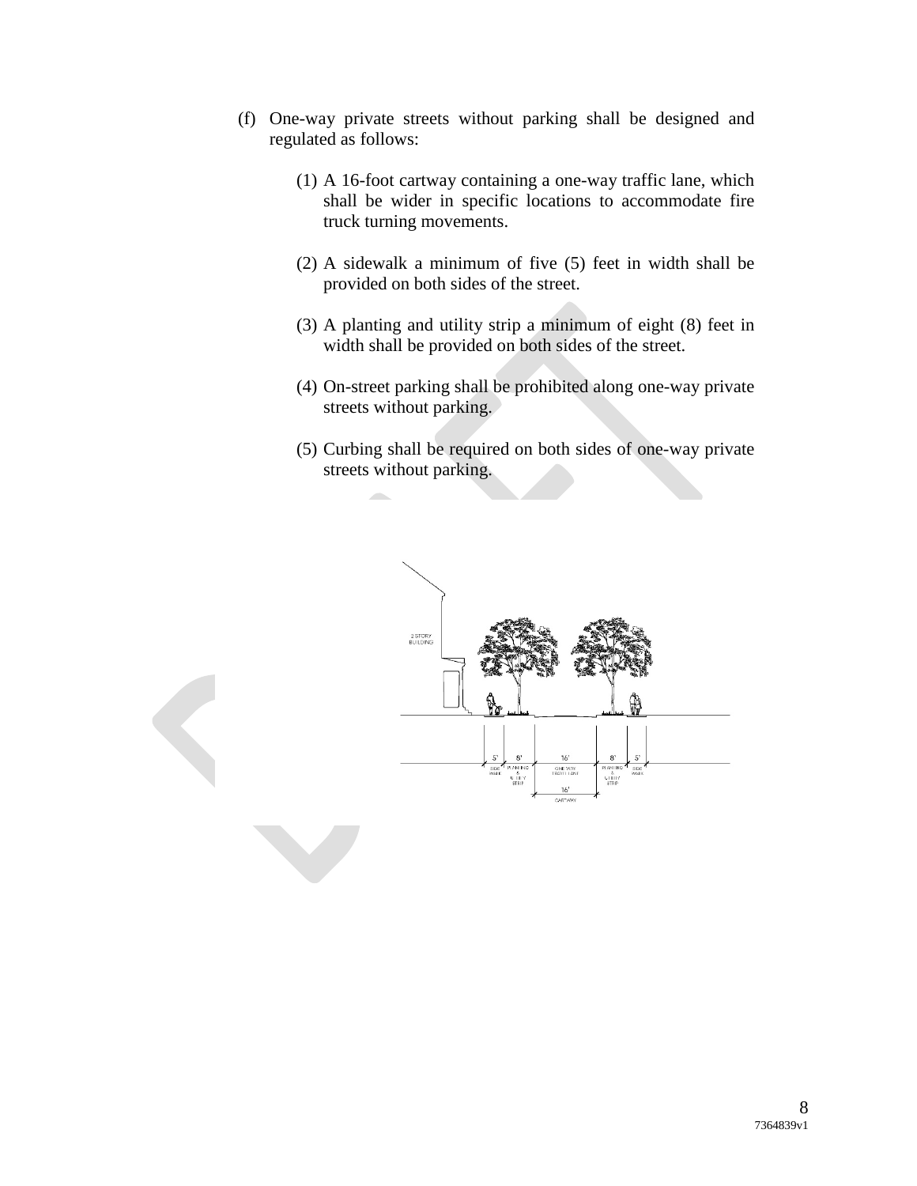(f) One-way private streets without parking shall be designed and regulated as follows:

(1) A 16-foot cartway containing a one-way traffic lane, which shall be wider in specific locations to accommodate fire truck turning movements.

(2) A sidewalk a minimum of five (5) feet in width shall be provided on both sides of the street.

(3) A planting and utility strip a minimum of eight (8) feet in width shall be provided on both sides of the street.

(4) On-street parking shall be prohibited along one-way private streets without parking.

(5) Curbing shall be required on both sides of one-way private streets without parking.

2 STORY BUILDING

5' SIDEWALK | 8' PLANTING & UTILITY STRIP | 16' ONE WAY TRAVEL LANE | 8' PLANTING & UTILITY STRIP | 5' SIDEWALK

16' CARTWAY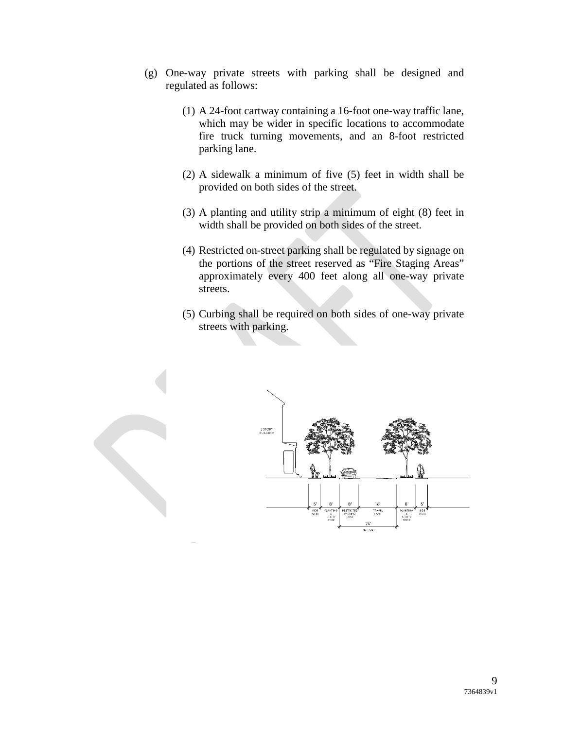(g) One-way private streets with parking shall be designed and regulated as follows:

(1) A 24-foot cartway containing a 16-foot one-way traffic lane, which may be wider in specific locations to accommodate fire truck turning movements, and an 8-foot restricted parking lane.

(2) A sidewalk a minimum of five (5) feet in width shall be provided on both sides of the street.

(3) A planting and utility strip a minimum of eight (8) feet in width shall be provided on both sides of the street.

(4) Restricted on-street parking shall be regulated by signage on the portions of the street reserved as "Fire Staging Areas" approximately every 400 feet along all one-way private streets.

(5) Curbing shall be required on both sides of one-way private streets with parking.

2 STORY BUILDING

5' SIDE WALK
8' PLANTING & UTILITY STRIP
8' RESTRICTED PARKING LANE
16' TRAVEL LANE
8' PLANTING & UTILITY STRIP
5' SIDE WALK
24' CARTWAY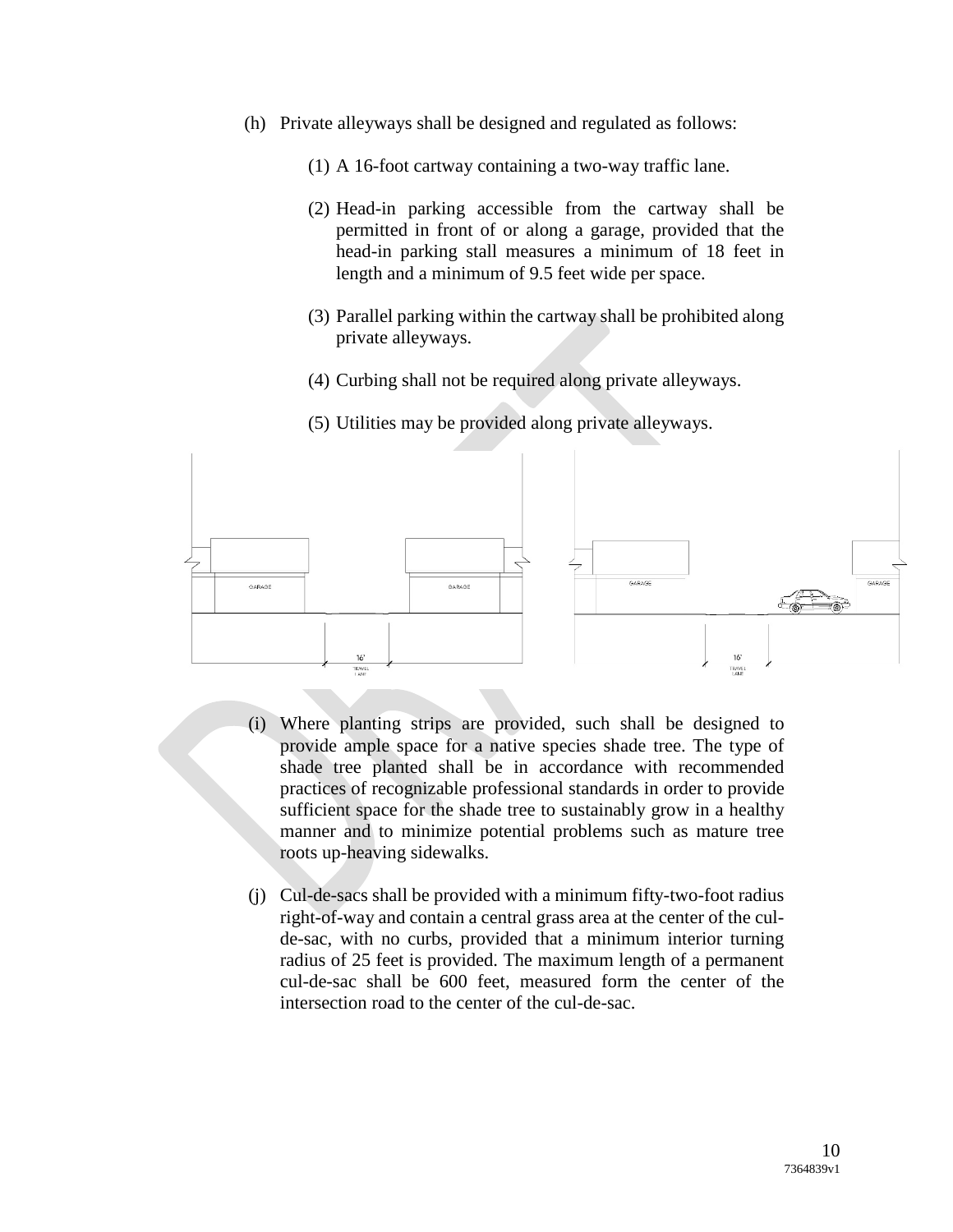(h) Private alleyways shall be designed and regulated as follows:

(1) A 16-foot cartway containing a two-way traffic lane.

(2) Head-in parking accessible from the cartway shall be permitted in front of or along a garage, provided that the head-in parking stall measures a minimum of 18 feet in length and a minimum of 9.5 feet wide per space.

(3) Parallel parking within the cartway shall be prohibited along private alleyways.

(4) Curbing shall not be required along private alleyways.

(5) Utilities may be provided along private alleyways.

GARAGE
GARAGE
16'
TRAVEL LANE

GARAGE
GARAGE
16'
TRAVEL LANE

(i) Where planting strips are provided, such shall be designed to provide ample space for a native species shade tree. The type of shade tree planted shall be in accordance with recommended practices of recognizable professional standards in order to provide sufficient space for the shade tree to sustainably grow in a healthy manner and to minimize potential problems such as mature tree roots up-heaving sidewalks.

(j) Cul-de-sacs shall be provided with a minimum fifty-two-foot radius right-of-way and contain a central grass area at the center of the cul-de-sac, with no curbs, provided that a minimum interior turning radius of 25 feet is provided. The maximum length of a permanent cul-de-sac shall be 600 feet, measured form the center of the intersection road to the center of the cul-de-sac.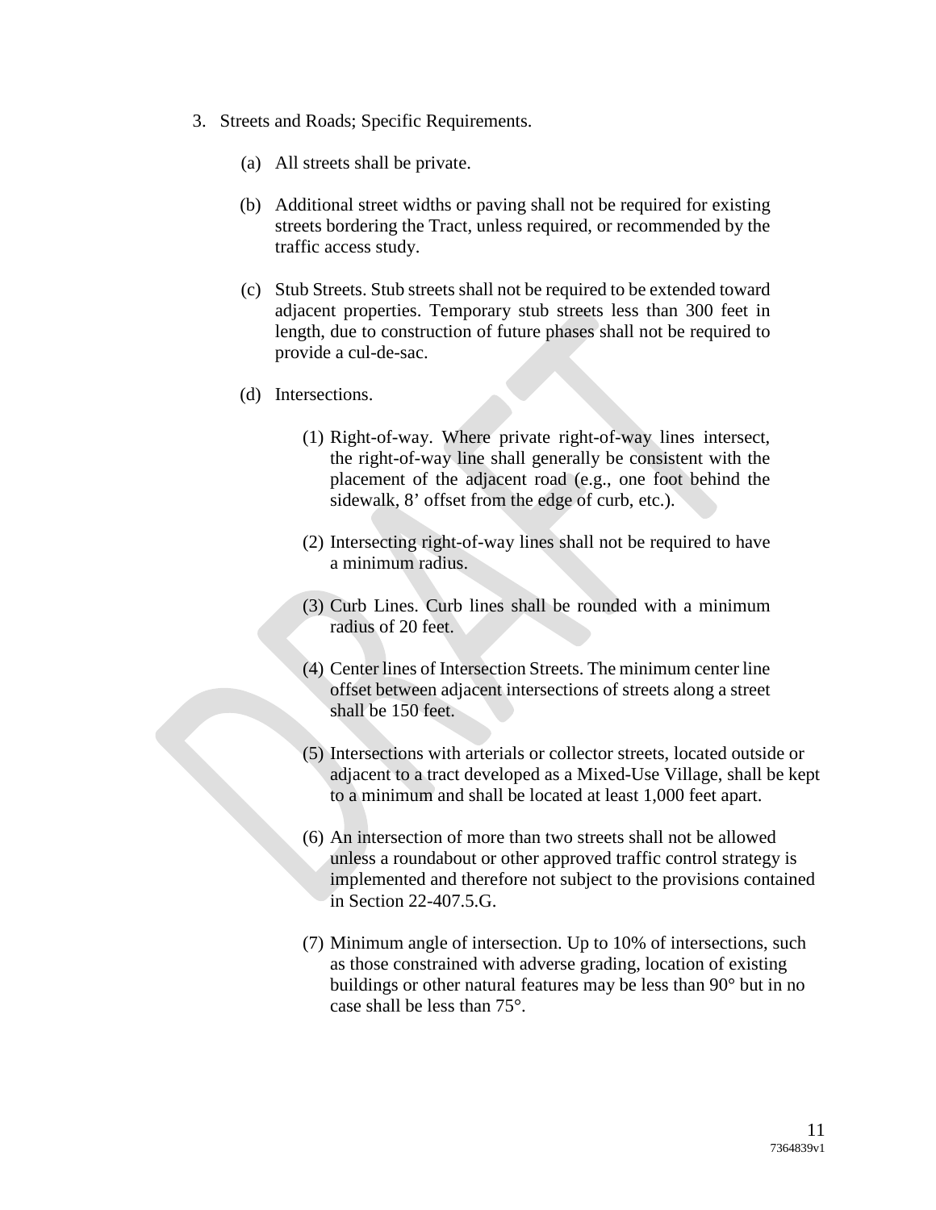3. Streets and Roads; Specific Requirements.

   (a) All streets shall be private.

   (b) Additional street widths or paving shall not be required for existing streets bordering the Tract, unless required, or recommended by the traffic access study.

   (c) Stub Streets. Stub streets shall not be required to be extended toward adjacent properties. Temporary stub streets less than 300 feet in length, due to construction of future phases shall not be required to provide a cul-de-sac.

   (d) Intersections.

      (1) Right-of-way. Where private right-of-way lines intersect, the right-of-way line shall generally be consistent with the placement of the adjacent road (e.g., one foot behind the sidewalk, 8' offset from the edge of curb, etc.).

      (2) Intersecting right-of-way lines shall not be required to have a minimum radius.

      (3) Curb Lines. Curb lines shall be rounded with a minimum radius of 20 feet.

      (4) Center lines of Intersection Streets. The minimum center line offset between adjacent intersections of streets along a street shall be 150 feet.

      (5) Intersections with arterials or collector streets, located outside or adjacent to a tract developed as a Mixed-Use Village, shall be kept to a minimum and shall be located at least 1,000 feet apart.

      (6) An intersection of more than two streets shall not be allowed unless a roundabout or other approved traffic control strategy is implemented and therefore not subject to the provisions contained in Section 22-407.5.G.

      (7) Minimum angle of intersection. Up to 10% of intersections, such as those constrained with adverse grading, location of existing buildings or other natural features may be less than 90° but in no case shall be less than 75°.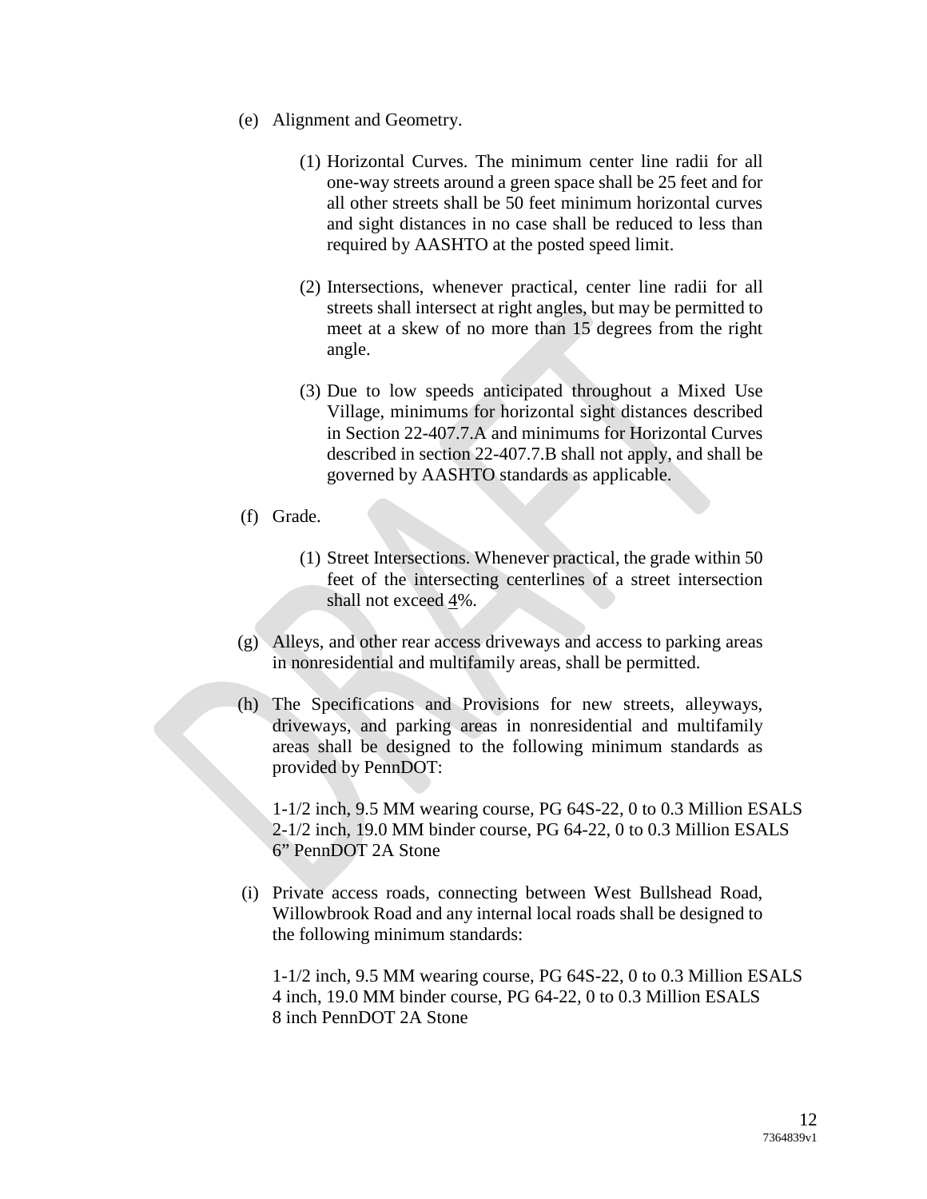(e) Alignment and Geometry.

(1) Horizontal Curves. The minimum center line radii for all one-way streets around a green space shall be 25 feet and for all other streets shall be 50 feet minimum horizontal curves and sight distances in no case shall be reduced to less than required by AASHTO at the posted speed limit.

(2) Intersections, whenever practical, center line radii for all streets shall intersect at right angles, but may be permitted to meet at a skew of no more than 15 degrees from the right angle.

(3) Due to low speeds anticipated throughout a Mixed Use Village, minimums for horizontal sight distances described in Section 22-407.7.A and minimums for Horizontal Curves described in section 22-407.7.B shall not apply, and shall be governed by AASHTO standards as applicable.

(f) Grade.

(1) Street Intersections. Whenever practical, the grade within 50 feet of the intersecting centerlines of a street intersection shall not exceed 4%.

(g) Alleys, and other rear access driveways and access to parking areas in nonresidential and multifamily areas, shall be permitted.

(h) The Specifications and Provisions for new streets, alleyways, driveways, and parking areas in nonresidential and multifamily areas shall be designed to the following minimum standards as provided by PennDOT:

1-1/2 inch, 9.5 MM wearing course, PG 64S-22, 0 to 0.3 Million ESALS
2-1/2 inch, 19.0 MM binder course, PG 64-22, 0 to 0.3 Million ESALS
6" PennDOT 2A Stone

(i) Private access roads, connecting between West Bullshead Road, Willowbrook Road and any internal local roads shall be designed to the following minimum standards:

1-1/2 inch, 9.5 MM wearing course, PG 64S-22, 0 to 0.3 Million ESALS
4 inch, 19.0 MM binder course, PG 64-22, 0 to 0.3 Million ESALS
8 inch PennDOT 2A Stone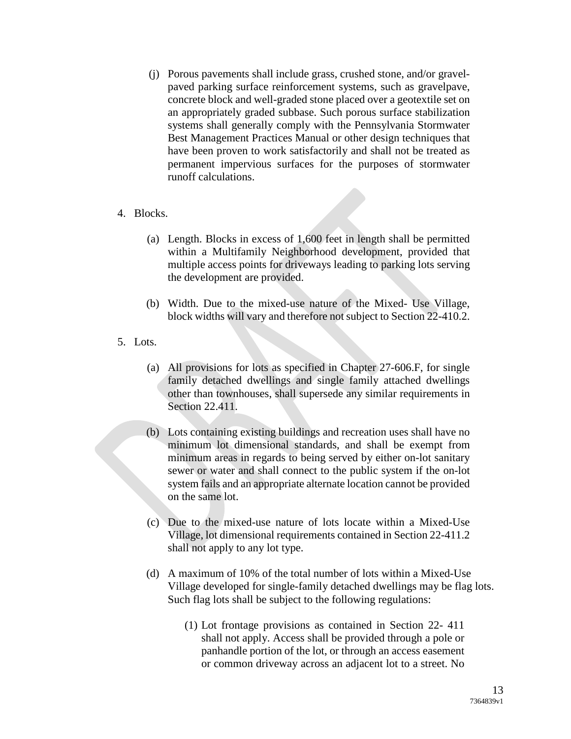(j) Porous pavements shall include grass, crushed stone, and/or gravel-paved parking surface reinforcement systems, such as gravelpave, concrete block and well-graded stone placed over a geotextile set on an appropriately graded subbase. Such porous surface stabilization systems shall generally comply with the Pennsylvania Stormwater Best Management Practices Manual or other design techniques that have been proven to work satisfactorily and shall not be treated as permanent impervious surfaces for the purposes of stormwater runoff calculations.

4. Blocks.

   (a) Length. Blocks in excess of 1,600 feet in length shall be permitted within a Multifamily Neighborhood development, provided that multiple access points for driveways leading to parking lots serving the development are provided.

   (b) Width. Due to the mixed-use nature of the Mixed- Use Village, block widths will vary and therefore not subject to Section 22-410.2.

5. Lots.

   (a) All provisions for lots as specified in Chapter 27-606.F, for single family detached dwellings and single family attached dwellings other than townhouses, shall supersede any similar requirements in Section 22.411.

   (b) Lots containing existing buildings and recreation uses shall have no minimum lot dimensional standards, and shall be exempt from minimum areas in regards to being served by either on-lot sanitary sewer or water and shall connect to the public system if the on-lot system fails and an appropriate alternate location cannot be provided on the same lot.

   (c) Due to the mixed-use nature of lots locate within a Mixed-Use Village, lot dimensional requirements contained in Section 22-411.2 shall not apply to any lot type.

   (d) A maximum of 10% of the total number of lots within a Mixed-Use Village developed for single-family detached dwellings may be flag lots. Such flag lots shall be subject to the following regulations:

      (1) Lot frontage provisions as contained in Section 22- 411 shall not apply. Access shall be provided through a pole or panhandle portion of the lot, or through an access easement or common driveway across an adjacent lot to a street. No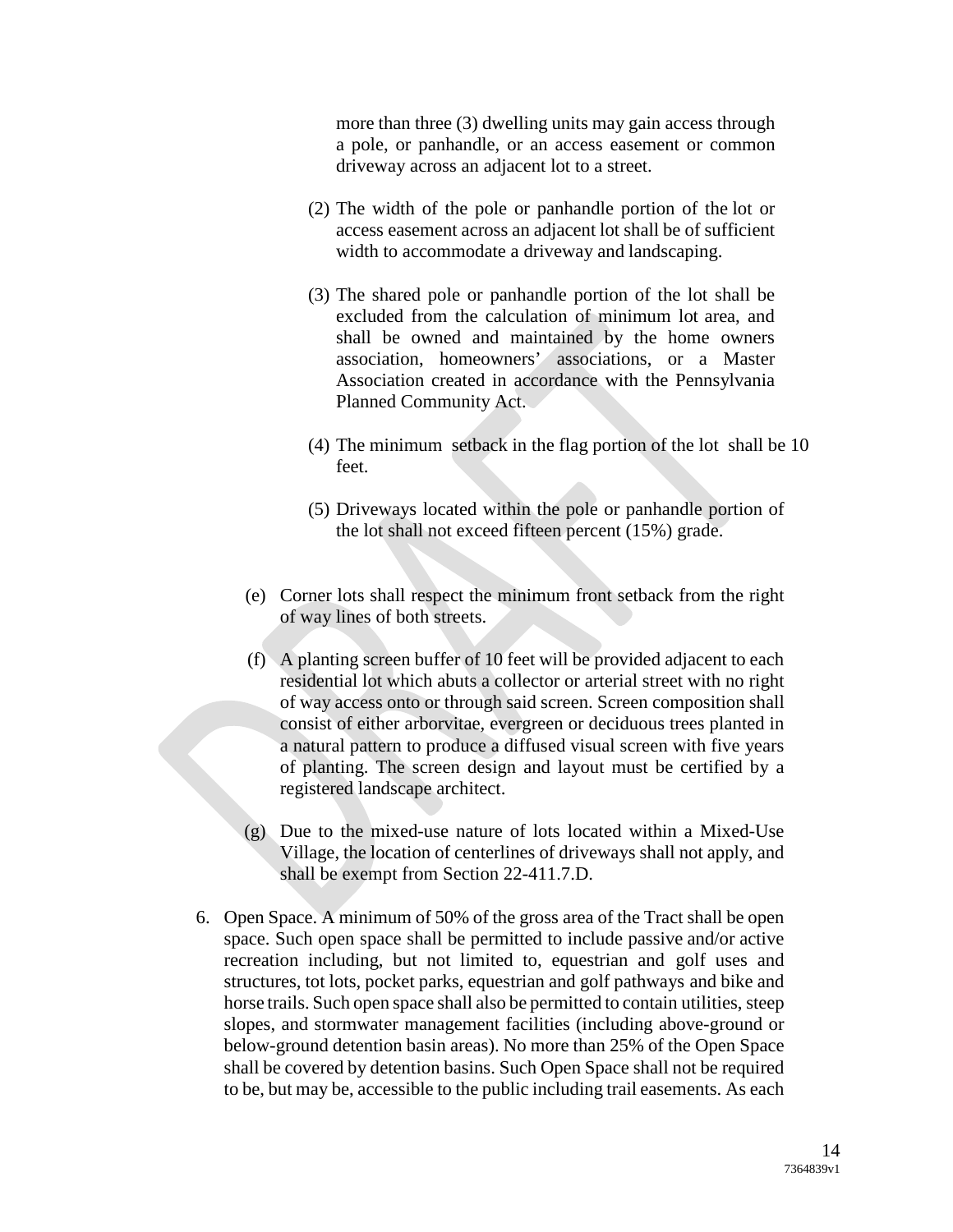more than three (3) dwelling units may gain access through a pole, or panhandle, or an access easement or common driveway across an adjacent lot to a street.

(2) The width of the pole or panhandle portion of the lot or access easement across an adjacent lot shall be of sufficient width to accommodate a driveway and landscaping.

(3) The shared pole or panhandle portion of the lot shall be excluded from the calculation of minimum lot area, and shall be owned and maintained by the home owners association, homeowners' associations, or a Master Association created in accordance with the Pennsylvania Planned Community Act.

(4) The minimum setback in the flag portion of the lot shall be 10 feet.

(5) Driveways located within the pole or panhandle portion of the lot shall not exceed fifteen percent (15%) grade.

(e) Corner lots shall respect the minimum front setback from the right of way lines of both streets.

(f) A planting screen buffer of 10 feet will be provided adjacent to each residential lot which abuts a collector or arterial street with no right of way access onto or through said screen. Screen composition shall consist of either arborvitae, evergreen or deciduous trees planted in a natural pattern to produce a diffused visual screen with five years of planting. The screen design and layout must be certified by a registered landscape architect.

(g) Due to the mixed-use nature of lots located within a Mixed-Use Village, the location of centerlines of driveways shall not apply, and shall be exempt from Section 22-411.7.D.

6. Open Space. A minimum of 50% of the gross area of the Tract shall be open space. Such open space shall be permitted to include passive and/or active recreation including, but not limited to, equestrian and golf uses and structures, tot lots, pocket parks, equestrian and golf pathways and bike and horse trails. Such open space shall also be permitted to contain utilities, steep slopes, and stormwater management facilities (including above-ground or below-ground detention basin areas). No more than 25% of the Open Space shall be covered by detention basins. Such Open Space shall not be required to be, but may be, accessible to the public including trail easements. As each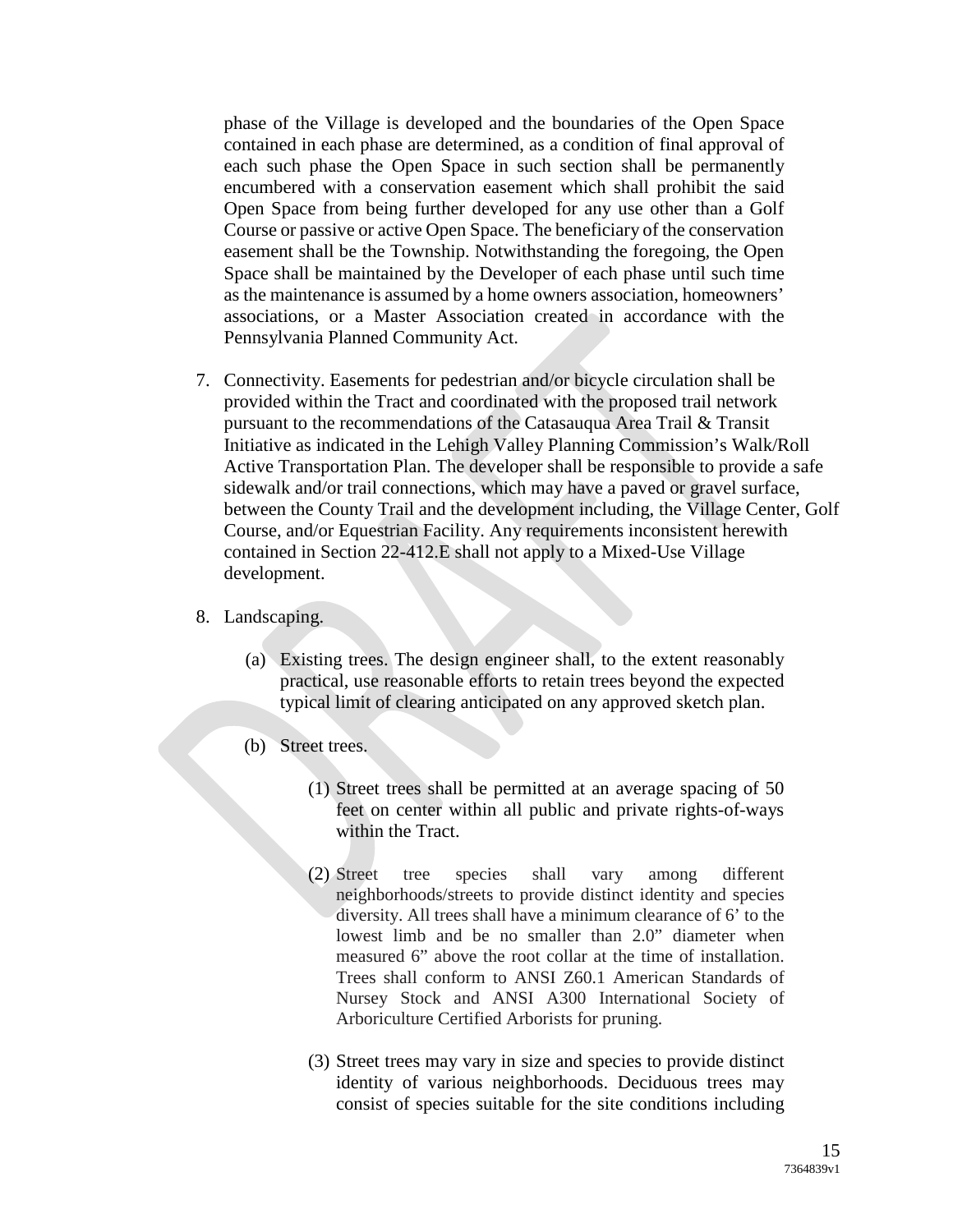phase of the Village is developed and the boundaries of the Open Space contained in each phase are determined, as a condition of final approval of each such phase the Open Space in such section shall be permanently encumbered with a conservation easement which shall prohibit the said Open Space from being further developed for any use other than a Golf Course or passive or active Open Space. The beneficiary of the conservation easement shall be the Township. Notwithstanding the foregoing, the Open Space shall be maintained by the Developer of each phase until such time as the maintenance is assumed by a home owners association, homeowners' associations, or a Master Association created in accordance with the Pennsylvania Planned Community Act.

7. Connectivity. Easements for pedestrian and/or bicycle circulation shall be provided within the Tract and coordinated with the proposed trail network pursuant to the recommendations of the Catasauqua Area Trail & Transit Initiative as indicated in the Lehigh Valley Planning Commission's Walk/Roll Active Transportation Plan. The developer shall be responsible to provide a safe sidewalk and/or trail connections, which may have a paved or gravel surface, between the County Trail and the development including, the Village Center, Golf Course, and/or Equestrian Facility. Any requirements inconsistent herewith contained in Section 22-412.E shall not apply to a Mixed-Use Village development.

8. Landscaping.

   (a) Existing trees. The design engineer shall, to the extent reasonably practical, use reasonable efforts to retain trees beyond the expected typical limit of clearing anticipated on any approved sketch plan.

   (b) Street trees.

      (1) Street trees shall be permitted at an average spacing of 50 feet on center within all public and private rights-of-ways within the Tract.

      (2) Street tree species shall vary among different neighborhoods/streets to provide distinct identity and species diversity. All trees shall have a minimum clearance of 6' to the lowest limb and be no smaller than 2.0" diameter when measured 6" above the root collar at the time of installation. Trees shall conform to ANSI Z60.1 American Standards of Nursey Stock and ANSI A300 International Society of Arboriculture Certified Arborists for pruning.

      (3) Street trees may vary in size and species to provide distinct identity of various neighborhoods. Deciduous trees may consist of species suitable for the site conditions including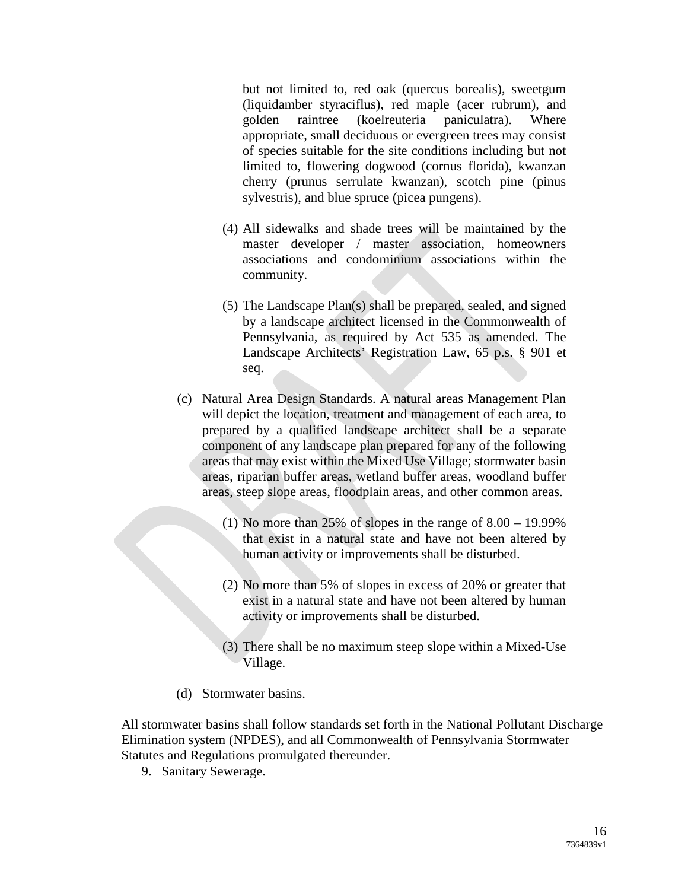but not limited to, red oak (quercus borealis), sweetgum (liquidamber styraciflus), red maple (acer rubrum), and golden raintree (koelreuteria paniculatra). Where appropriate, small deciduous or evergreen trees may consist of species suitable for the site conditions including but not limited to, flowering dogwood (cornus florida), kwanzan cherry (prunus serrulate kwanzan), scotch pine (pinus sylvestris), and blue spruce (picea pungens).

(4) All sidewalks and shade trees will be maintained by the master developer / master association, homeowners associations and condominium associations within the community.

(5) The Landscape Plan(s) shall be prepared, sealed, and signed by a landscape architect licensed in the Commonwealth of Pennsylvania, as required by Act 535 as amended. The Landscape Architects' Registration Law, 65 p.s. § 901 et seq.

(c) Natural Area Design Standards. A natural areas Management Plan will depict the location, treatment and management of each area, to prepared by a qualified landscape architect shall be a separate component of any landscape plan prepared for any of the following areas that may exist within the Mixed Use Village; stormwater basin areas, riparian buffer areas, wetland buffer areas, woodland buffer areas, steep slope areas, floodplain areas, and other common areas.

(1) No more than 25% of slopes in the range of 8.00 – 19.99% that exist in a natural state and have not been altered by human activity or improvements shall be disturbed.

(2) No more than 5% of slopes in excess of 20% or greater that exist in a natural state and have not been altered by human activity or improvements shall be disturbed.

(3) There shall be no maximum steep slope within a Mixed-Use Village.

(d) Stormwater basins.

All stormwater basins shall follow standards set forth in the National Pollutant Discharge Elimination system (NPDES), and all Commonwealth of Pennsylvania Stormwater Statutes and Regulations promulgated thereunder.

9. Sanitary Sewerage.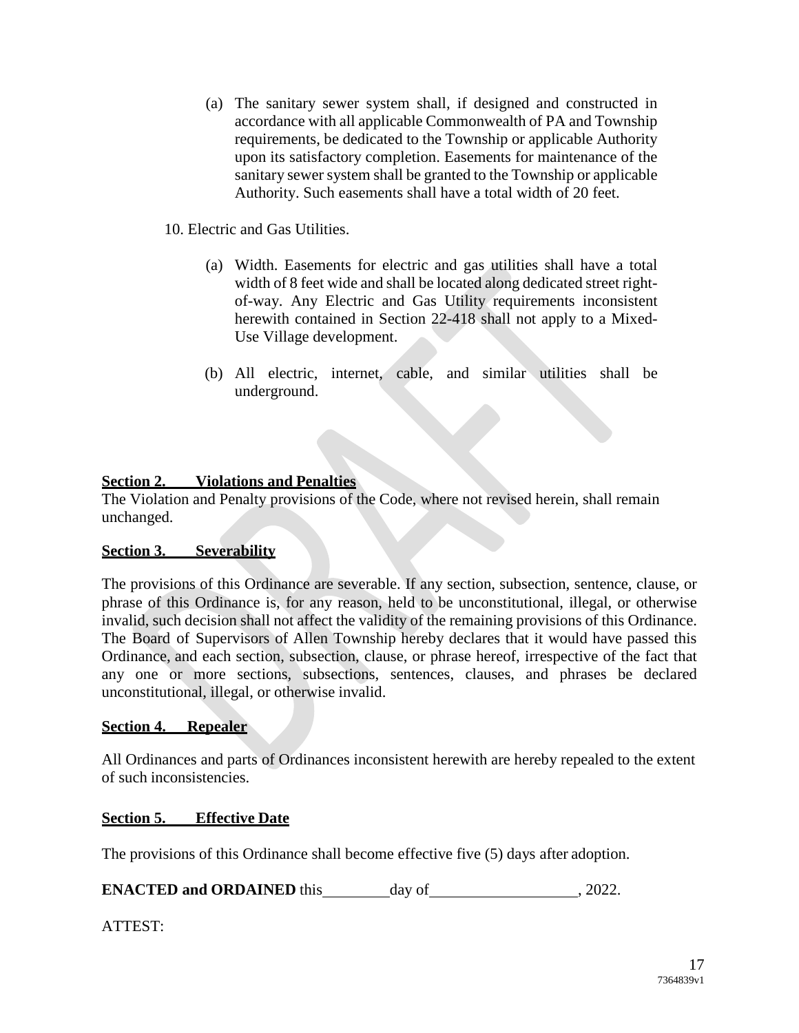(a) The sanitary sewer system shall, if designed and constructed in accordance with all applicable Commonwealth of PA and Township requirements, be dedicated to the Township or applicable Authority upon its satisfactory completion. Easements for maintenance of the sanitary sewer system shall be granted to the Township or applicable Authority. Such easements shall have a total width of 20 feet.

10. Electric and Gas Utilities.

(a) Width. Easements for electric and gas utilities shall have a total width of 8 feet wide and shall be located along dedicated street right-of-way. Any Electric and Gas Utility requirements inconsistent herewith contained in Section 22-418 shall not apply to a Mixed-Use Village development.

(b) All electric, internet, cable, and similar utilities shall be underground.

**Section 2. Violations and Penalties**

The Violation and Penalty provisions of the Code, where not revised herein, shall remain unchanged.

**Section 3. Severability**

The provisions of this Ordinance are severable. If any section, subsection, sentence, clause, or phrase of this Ordinance is, for any reason, held to be unconstitutional, illegal, or otherwise invalid, such decision shall not affect the validity of the remaining provisions of this Ordinance. The Board of Supervisors of Allen Township hereby declares that it would have passed this Ordinance, and each section, subsection, clause, or phrase hereof, irrespective of the fact that any one or more sections, subsections, sentences, clauses, and phrases be declared unconstitutional, illegal, or otherwise invalid.

**Section 4. Repealer**

All Ordinances and parts of Ordinances inconsistent herewith are hereby repealed to the extent of such inconsistencies.

**Section 5. Effective Date**

The provisions of this Ordinance shall become effective five (5) days after adoption.

**ENACTED and ORDAINED** this \_\_\_\_\_\_\_\_ day of \_\_\_\_\_\_\_\_\_\_\_\_\_\_\_\_\_\_, 2022.

ATTEST: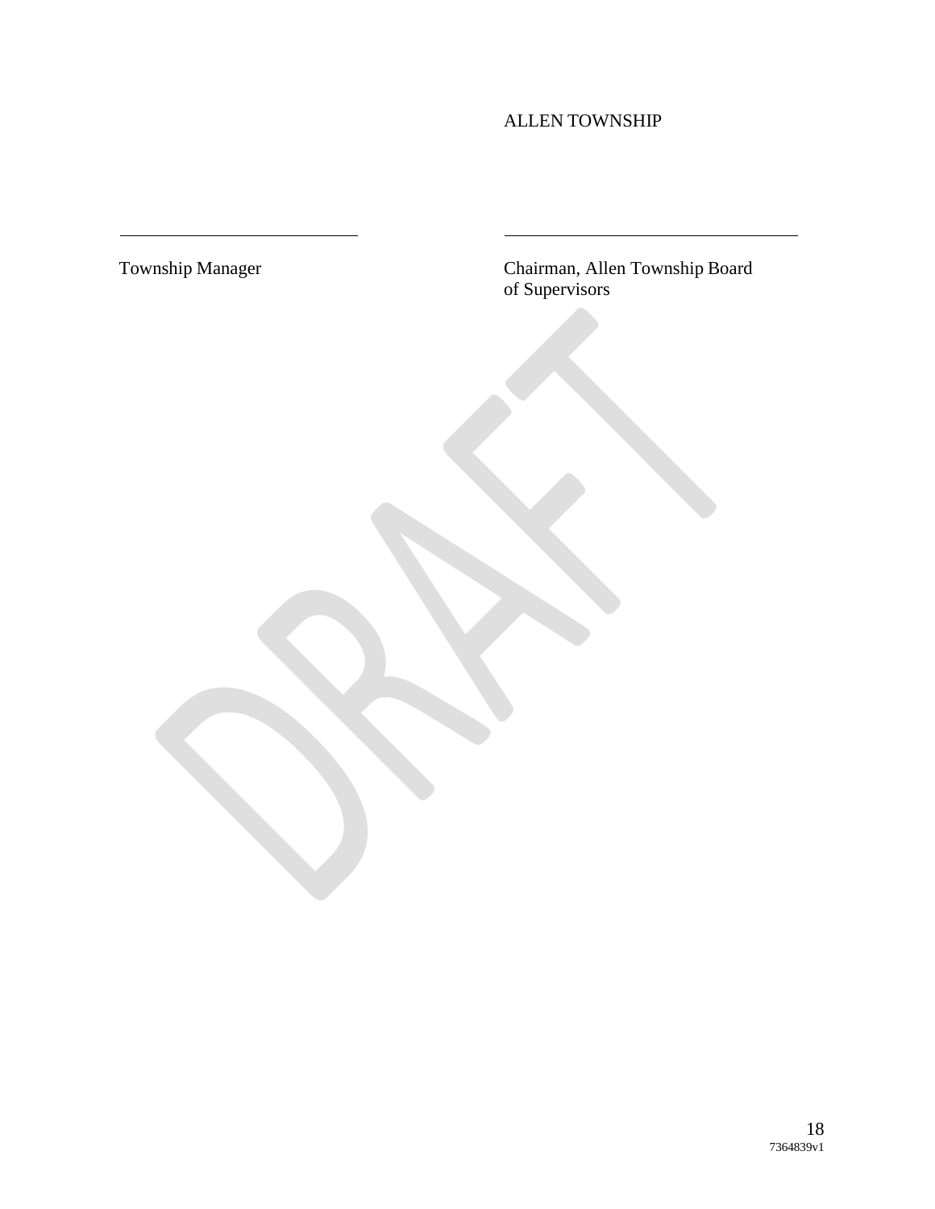ALLEN TOWNSHIP

\_\_\_\_\_\_\_\_\_\_\_\_\_\_\_\_\_\_\_\_\_\_\_\_\_\_\_\_ \_\_\_\_\_\_\_\_\_\_\_\_\_\_\_\_\_\_\_\_\_\_\_\_\_\_\_\_\_\_\_\_\_\_

Township Manager

Chairman, Allen Township Board of Supervisors

DRAFT

7364839v1